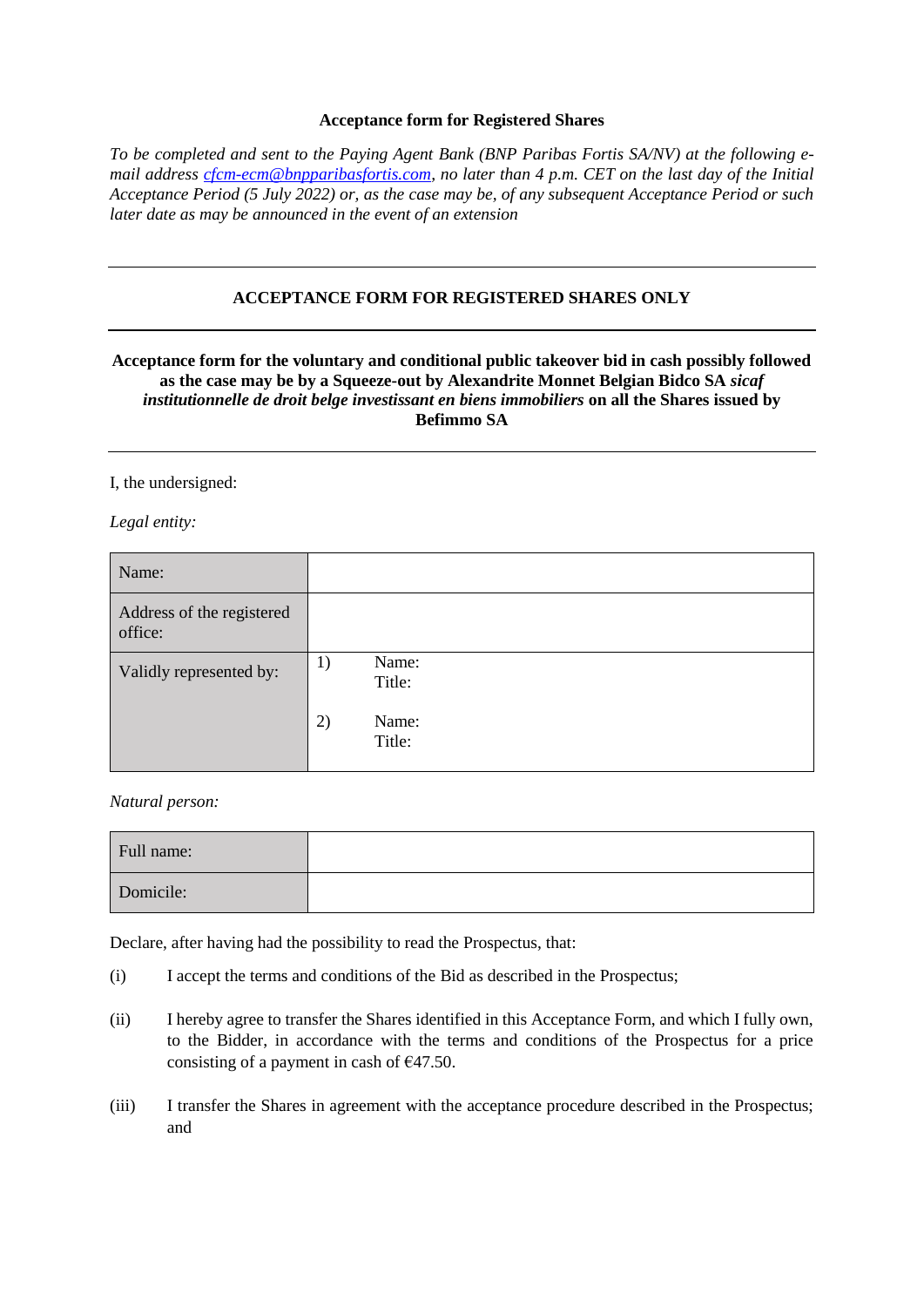**Acceptance form for Registered Shares**

*To be completed and sent to the Paying Agent Bank (BNP Paribas Fortis SA/NV) at the following e-mail address [cfcm-ecm@bnpparibasfortis.com](mailto:cfcm-ecm@bnpparibasfortis.com), no later than 4 p.m. CET on the last day of the Initial Acceptance Period (5 July 2022) or, as the case may be, of any subsequent Acceptance Period or such later date as may be announced in the event of an extension*

---

**ACCEPTANCE FORM FOR REGISTERED SHARES ONLY**

---

**Acceptance form for the voluntary and conditional public takeover bid in cash possibly followed as the case may be by a Squeeze-out by Alexandrite Monnet Belgian Bidco SA *sicaf institutionnelle de droit belge investissant en biens immobiliers* on all the Shares issued by Befimmo SA**

---

I, the undersigned:

*Legal entity:*

| Name: | |
|---|---|
| Address of the registered office: | |
| Validly represented by: | 1) Name:<br>Title:<br><br>2) Name:<br>Title: |

*Natural person:*

| Full name: | |
|---|---|
| Domicile: | |

Declare, after having had the possibility to read the Prospectus, that:

(i) I accept the terms and conditions of the Bid as described in the Prospectus;

(ii) I hereby agree to transfer the Shares identified in this Acceptance Form, and which I fully own, to the Bidder, in accordance with the terms and conditions of the Prospectus for a price consisting of a payment in cash of €47.50.

(iii) I transfer the Shares in agreement with the acceptance procedure described in the Prospectus; and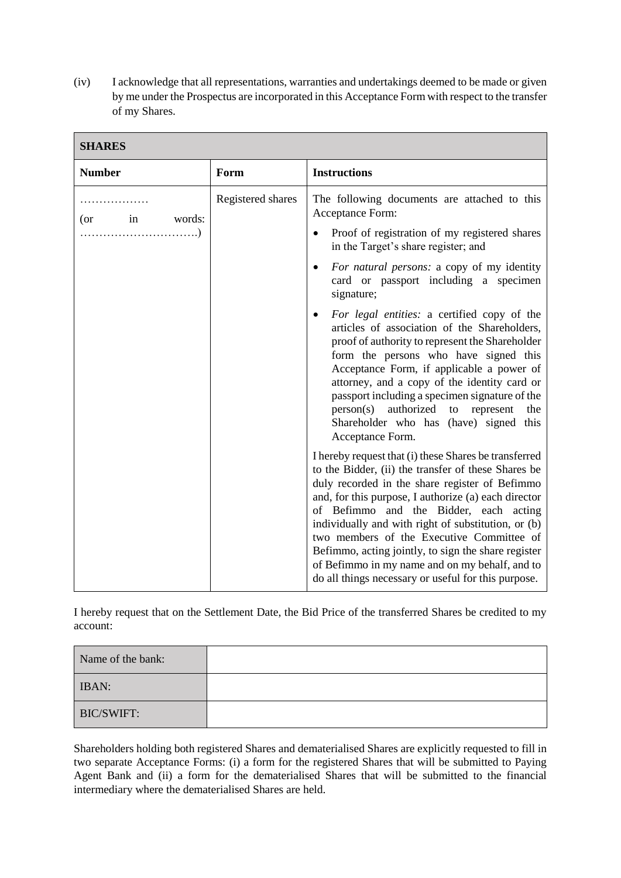(iv) I acknowledge that all representations, warranties and undertakings deemed to be made or given by me under the Prospectus are incorporated in this Acceptance Form with respect to the transfer of my Shares.

| **SHARES** | | |
|---|---|---|
| **Number** | **Form** | **Instructions** |
| ……………… (or in words: ………………………….) | Registered shares | The following documents are attached to this Acceptance Form:<br>• Proof of registration of my registered shares in the Target's share register; and<br>• *For natural persons:* a copy of my identity card or passport including a specimen signature;<br>• *For legal entities:* a certified copy of the articles of association of the Shareholders, proof of authority to represent the Shareholder form the persons who have signed this Acceptance Form, if applicable a power of attorney, and a copy of the identity card or passport including a specimen signature of the person(s) authorized to represent the Shareholder who has (have) signed this Acceptance Form.<br><br>I hereby request that (i) these Shares be transferred to the Bidder, (ii) the transfer of these Shares be duly recorded in the share register of Befimmo and, for this purpose, I authorize (a) each director of Befimmo and the Bidder, each acting individually and with right of substitution, or (b) two members of the Executive Committee of Befimmo, acting jointly, to sign the share register of Befimmo in my name and on my behalf, and to do all things necessary or useful for this purpose. |

I hereby request that on the Settlement Date, the Bid Price of the transferred Shares be credited to my account:

| | |
|---|---|
| Name of the bank: | |
| IBAN: | |
| BIC/SWIFT: | |

Shareholders holding both registered Shares and dematerialised Shares are explicitly requested to fill in two separate Acceptance Forms: (i) a form for the registered Shares that will be submitted to Paying Agent Bank and (ii) a form for the dematerialised Shares that will be submitted to the financial intermediary where the dematerialised Shares are held.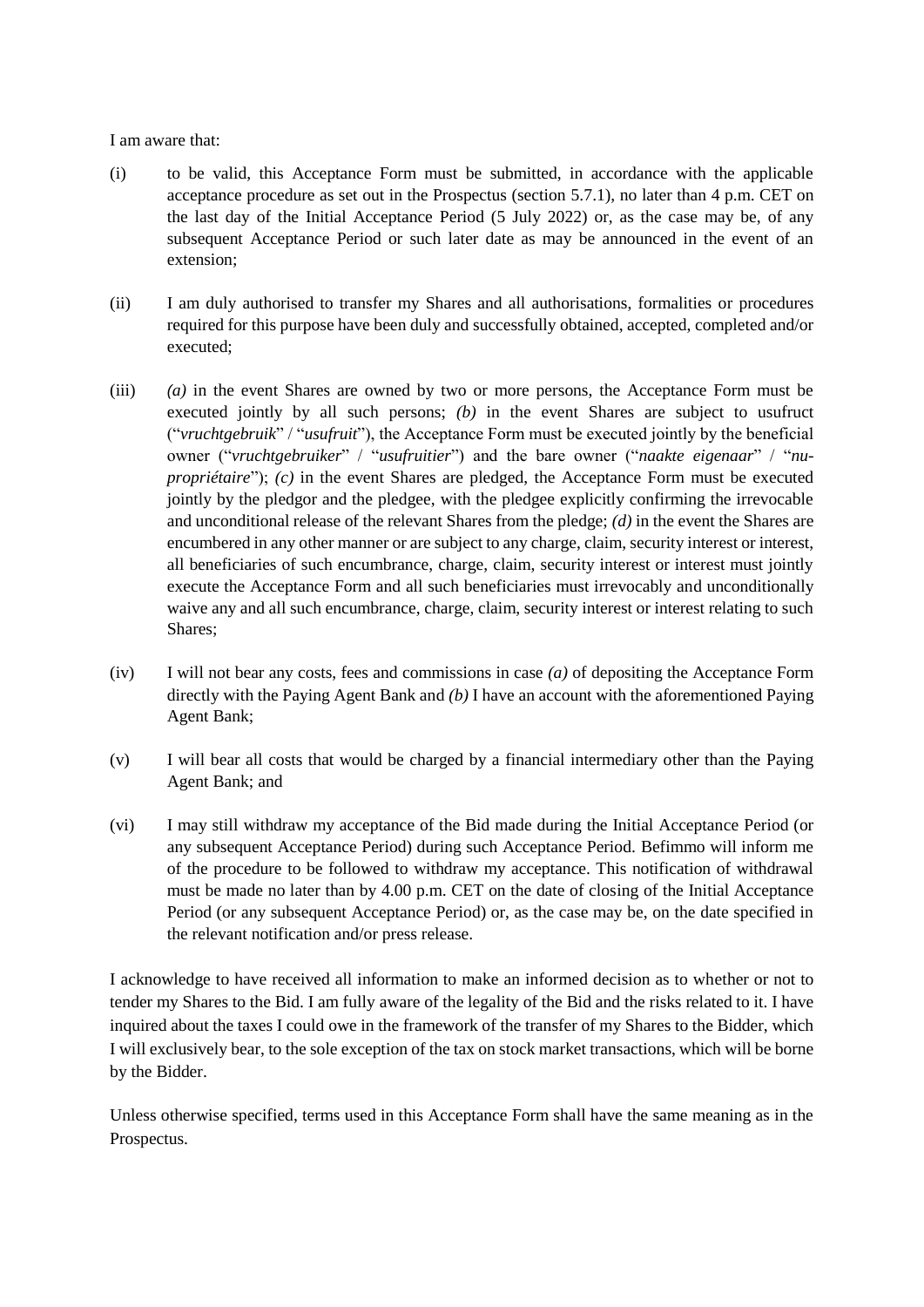I am aware that:

(i) to be valid, this Acceptance Form must be submitted, in accordance with the applicable acceptance procedure as set out in the Prospectus (section 5.7.1), no later than 4 p.m. CET on the last day of the Initial Acceptance Period (5 July 2022) or, as the case may be, of any subsequent Acceptance Period or such later date as may be announced in the event of an extension;

(ii) I am duly authorised to transfer my Shares and all authorisations, formalities or procedures required for this purpose have been duly and successfully obtained, accepted, completed and/or executed;

(iii) *(a)* in the event Shares are owned by two or more persons, the Acceptance Form must be executed jointly by all such persons; *(b)* in the event Shares are subject to usufruct ("*vruchtgebruik*" / "*usufruit*"), the Acceptance Form must be executed jointly by the beneficial owner ("*vruchtgebruiker*" / "*usufruitier*") and the bare owner ("*naakte eigenaar*" / "*nu-propriétaire*"); *(c)* in the event Shares are pledged, the Acceptance Form must be executed jointly by the pledgor and the pledgee, with the pledgee explicitly confirming the irrevocable and unconditional release of the relevant Shares from the pledge; *(d)* in the event the Shares are encumbered in any other manner or are subject to any charge, claim, security interest or interest, all beneficiaries of such encumbrance, charge, claim, security interest or interest must jointly execute the Acceptance Form and all such beneficiaries must irrevocably and unconditionally waive any and all such encumbrance, charge, claim, security interest or interest relating to such Shares;

(iv) I will not bear any costs, fees and commissions in case *(a)* of depositing the Acceptance Form directly with the Paying Agent Bank and *(b)* I have an account with the aforementioned Paying Agent Bank;

(v) I will bear all costs that would be charged by a financial intermediary other than the Paying Agent Bank; and

(vi) I may still withdraw my acceptance of the Bid made during the Initial Acceptance Period (or any subsequent Acceptance Period) during such Acceptance Period. Befimmo will inform me of the procedure to be followed to withdraw my acceptance. This notification of withdrawal must be made no later than by 4.00 p.m. CET on the date of closing of the Initial Acceptance Period (or any subsequent Acceptance Period) or, as the case may be, on the date specified in the relevant notification and/or press release.

I acknowledge to have received all information to make an informed decision as to whether or not to tender my Shares to the Bid. I am fully aware of the legality of the Bid and the risks related to it. I have inquired about the taxes I could owe in the framework of the transfer of my Shares to the Bidder, which I will exclusively bear, to the sole exception of the tax on stock market transactions, which will be borne by the Bidder.

Unless otherwise specified, terms used in this Acceptance Form shall have the same meaning as in the Prospectus.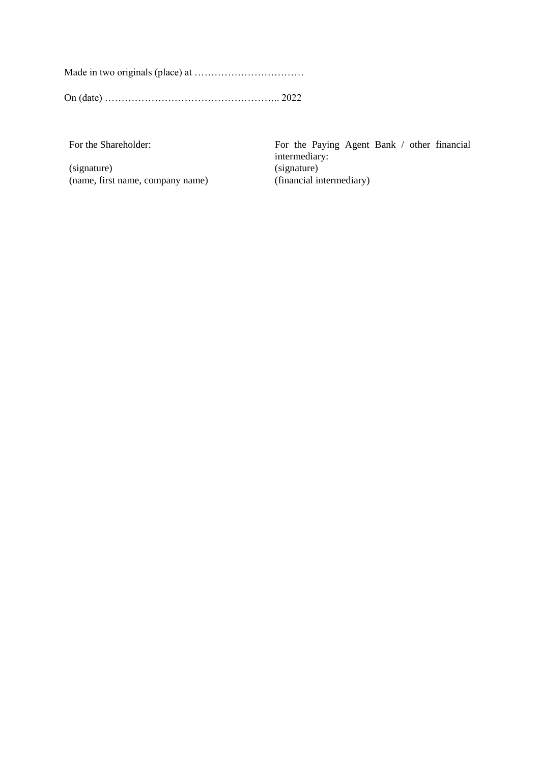Made in two originals (place) at ……………………………

On (date) …………………………………………….. 2022

| | |
| --- | --- |
| For the Shareholder: | For the Paying Agent Bank / other financial intermediary: |
| (signature) | (signature) |
| (name, first name, company name) | (financial intermediary) |